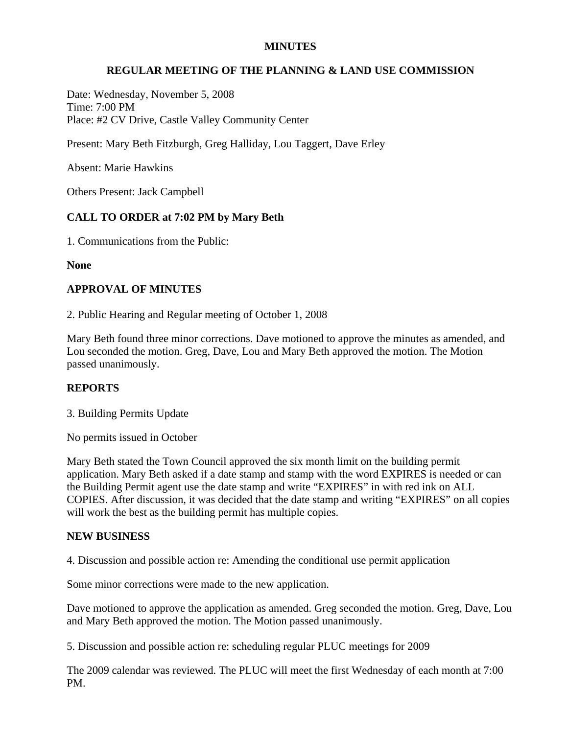# MINUTES

## REGULAR MEETING OF THE PLANNING & LAND USE COMMISSION

Date: Wednesday, November 5, 2008
Time: 7:00 PM
Place: #2 CV Drive, Castle Valley Community Center

Present: Mary Beth Fitzburgh, Greg Halliday, Lou Taggert, Dave Erley

Absent: Marie Hawkins

Others Present: Jack Campbell

**CALL TO ORDER at 7:02 PM by Mary Beth**

1. Communications from the Public:

**None**

**APPROVAL OF MINUTES**

2. Public Hearing and Regular meeting of October 1, 2008

Mary Beth found three minor corrections. Dave motioned to approve the minutes as amended, and Lou seconded the motion. Greg, Dave, Lou and Mary Beth approved the motion. The Motion passed unanimously.

**REPORTS**

3. Building Permits Update

No permits issued in October

Mary Beth stated the Town Council approved the six month limit on the building permit application. Mary Beth asked if a date stamp and stamp with the word EXPIRES is needed or can the Building Permit agent use the date stamp and write "EXPIRES" in with red ink on ALL COPIES. After discussion, it was decided that the date stamp and writing "EXPIRES" on all copies will work the best as the building permit has multiple copies.

**NEW BUSINESS**

4. Discussion and possible action re: Amending the conditional use permit application

Some minor corrections were made to the new application.

Dave motioned to approve the application as amended. Greg seconded the motion. Greg, Dave, Lou and Mary Beth approved the motion. The Motion passed unanimously.

5. Discussion and possible action re: scheduling regular PLUC meetings for 2009

The 2009 calendar was reviewed. The PLUC will meet the first Wednesday of each month at 7:00 PM.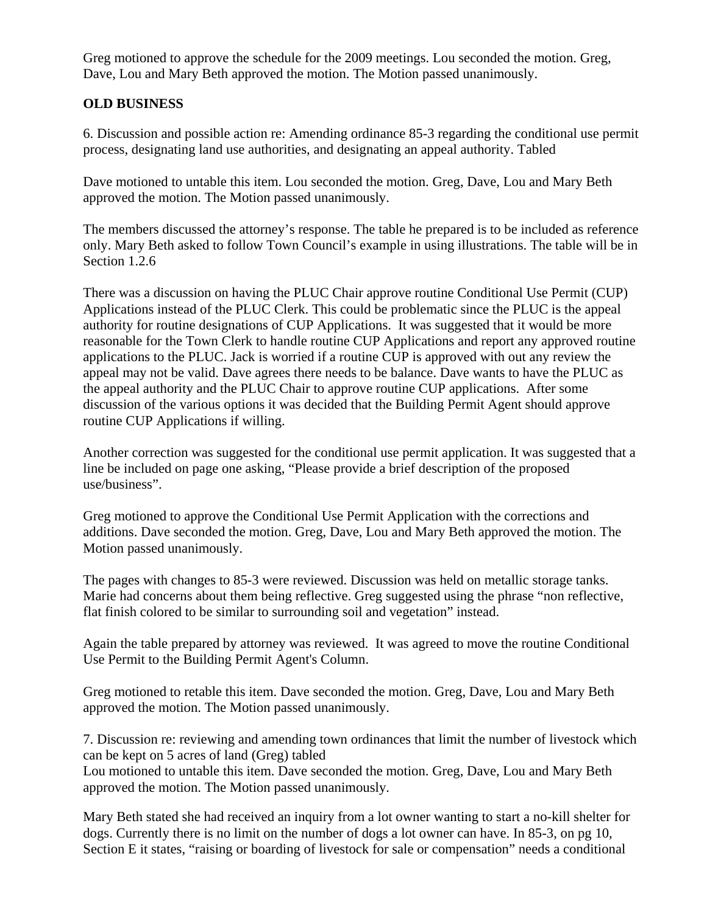Greg motioned to approve the schedule for the 2009 meetings. Lou seconded the motion. Greg, Dave, Lou and Mary Beth approved the motion. The Motion passed unanimously.

**OLD BUSINESS**

6. Discussion and possible action re: Amending ordinance 85-3 regarding the conditional use permit process, designating land use authorities, and designating an appeal authority. Tabled

Dave motioned to untable this item. Lou seconded the motion. Greg, Dave, Lou and Mary Beth approved the motion. The Motion passed unanimously.

The members discussed the attorney's response. The table he prepared is to be included as reference only. Mary Beth asked to follow Town Council's example in using illustrations. The table will be in Section 1.2.6

There was a discussion on having the PLUC Chair approve routine Conditional Use Permit (CUP) Applications instead of the PLUC Clerk. This could be problematic since the PLUC is the appeal authority for routine designations of CUP Applications. It was suggested that it would be more reasonable for the Town Clerk to handle routine CUP Applications and report any approved routine applications to the PLUC. Jack is worried if a routine CUP is approved with out any review the appeal may not be valid. Dave agrees there needs to be balance. Dave wants to have the PLUC as the appeal authority and the PLUC Chair to approve routine CUP applications. After some discussion of the various options it was decided that the Building Permit Agent should approve routine CUP Applications if willing.

Another correction was suggested for the conditional use permit application. It was suggested that a line be included on page one asking, "Please provide a brief description of the proposed use/business".

Greg motioned to approve the Conditional Use Permit Application with the corrections and additions. Dave seconded the motion. Greg, Dave, Lou and Mary Beth approved the motion. The Motion passed unanimously.

The pages with changes to 85-3 were reviewed. Discussion was held on metallic storage tanks. Marie had concerns about them being reflective. Greg suggested using the phrase "non reflective, flat finish colored to be similar to surrounding soil and vegetation" instead.

Again the table prepared by attorney was reviewed. It was agreed to move the routine Conditional Use Permit to the Building Permit Agent's Column.

Greg motioned to retable this item. Dave seconded the motion. Greg, Dave, Lou and Mary Beth approved the motion. The Motion passed unanimously.

7. Discussion re: reviewing and amending town ordinances that limit the number of livestock which can be kept on 5 acres of land (Greg) tabled
Lou motioned to untable this item. Dave seconded the motion. Greg, Dave, Lou and Mary Beth approved the motion. The Motion passed unanimously.

Mary Beth stated she had received an inquiry from a lot owner wanting to start a no-kill shelter for dogs. Currently there is no limit on the number of dogs a lot owner can have. In 85-3, on pg 10, Section E it states, "raising or boarding of livestock for sale or compensation" needs a conditional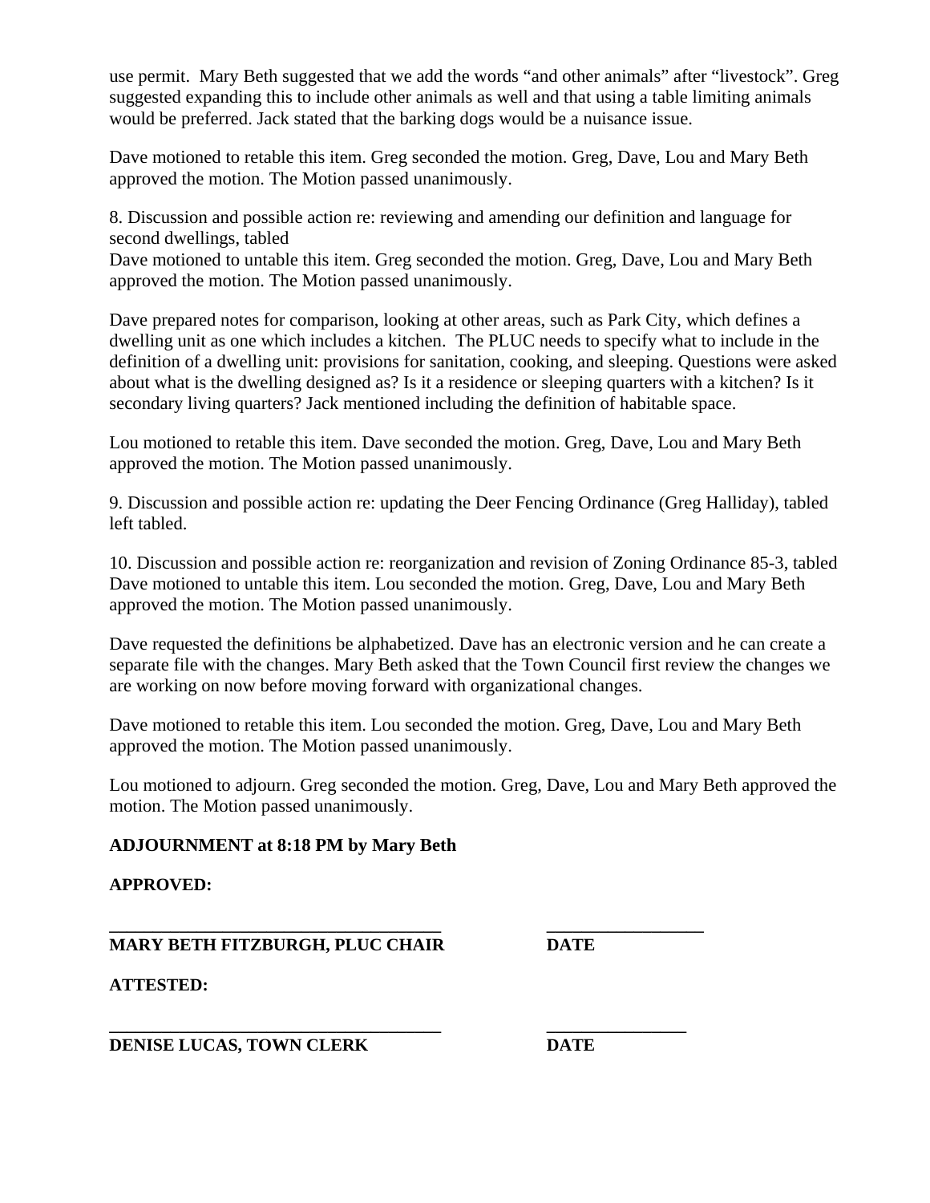use permit. Mary Beth suggested that we add the words “and other animals” after “livestock”. Greg suggested expanding this to include other animals as well and that using a table limiting animals would be preferred. Jack stated that the barking dogs would be a nuisance issue.

Dave motioned to retable this item. Greg seconded the motion. Greg, Dave, Lou and Mary Beth approved the motion. The Motion passed unanimously.

8. Discussion and possible action re: reviewing and amending our definition and language for second dwellings, tabled
Dave motioned to untable this item. Greg seconded the motion. Greg, Dave, Lou and Mary Beth approved the motion. The Motion passed unanimously.

Dave prepared notes for comparison, looking at other areas, such as Park City, which defines a dwelling unit as one which includes a kitchen. The PLUC needs to specify what to include in the definition of a dwelling unit: provisions for sanitation, cooking, and sleeping. Questions were asked about what is the dwelling designed as? Is it a residence or sleeping quarters with a kitchen? Is it secondary living quarters? Jack mentioned including the definition of habitable space.

Lou motioned to retable this item. Dave seconded the motion. Greg, Dave, Lou and Mary Beth approved the motion. The Motion passed unanimously.

9. Discussion and possible action re: updating the Deer Fencing Ordinance (Greg Halliday), tabled left tabled.

10. Discussion and possible action re: reorganization and revision of Zoning Ordinance 85-3, tabled
Dave motioned to untable this item. Lou seconded the motion. Greg, Dave, Lou and Mary Beth approved the motion. The Motion passed unanimously.

Dave requested the definitions be alphabetized. Dave has an electronic version and he can create a separate file with the changes. Mary Beth asked that the Town Council first review the changes we are working on now before moving forward with organizational changes.

Dave motioned to retable this item. Lou seconded the motion. Greg, Dave, Lou and Mary Beth approved the motion. The Motion passed unanimously.

Lou motioned to adjourn. Greg seconded the motion. Greg, Dave, Lou and Mary Beth approved the motion. The Motion passed unanimously.

**ADJOURNMENT at 8:18 PM by Mary Beth**

**APPROVED:**

**\_\_\_\_\_\_\_\_\_\_\_\_\_\_\_\_\_\_\_\_\_\_\_\_\_\_\_\_\_\_\_\_\_\_\_\_\_\_ \_\_\_\_\_\_\_\_\_\_\_\_\_\_\_\_\_\_**
**MARY BETH FITZBURGH, PLUC CHAIR DATE**

**ATTESTED:**

**\_\_\_\_\_\_\_\_\_\_\_\_\_\_\_\_\_\_\_\_\_\_\_\_\_\_\_\_\_\_\_\_\_\_\_\_\_\_ \_\_\_\_\_\_\_\_\_\_\_\_\_\_\_\_**
**DENISE LUCAS, TOWN CLERK DATE**